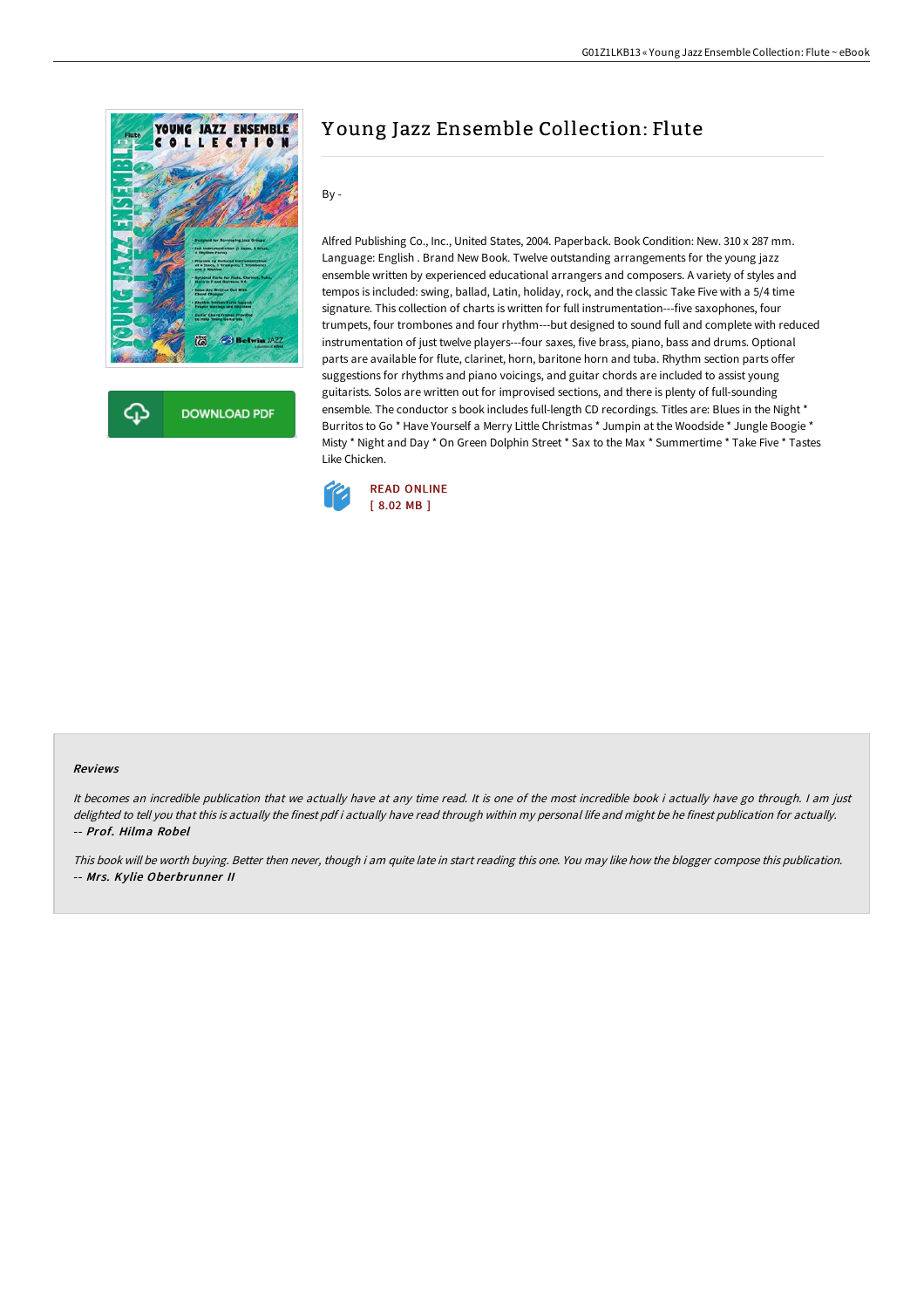# Young Jazz Ensemble Collection: Flute

By -

Alfred Publishing Co., Inc., United States, 2004. Paperback. Book Condition: New. 310 x 287 mm. Language: English . Brand New Book. Twelve outstanding arrangements for the young jazz ensemble written by experienced educational arrangers and composers. A variety of styles and tempos is included: swing, ballad, Latin, holiday, rock, and the classic Take Five with a 5/4 time signature. This collection of charts is written for full instrumentation---five saxophones, four trumpets, four trombones and four rhythm---but designed to sound full and complete with reduced instrumentation of just twelve players---four saxes, five brass, piano, bass and drums. Optional parts are available for flute, clarinet, horn, baritone horn and tuba. Rhythm section parts offer suggestions for rhythms and piano voicings, and guitar chords are included to assist young guitarists. Solos are written out for improvised sections, and there is plenty of full-sounding ensemble. The conductor s book includes full-length CD recordings. Titles are: Blues in the Night * Burritos to Go * Have Yourself a Merry Little Christmas * Jumpin at the Woodside * Jungle Boogie * Misty * Night and Day * On Green Dolphin Street * Sax to the Max * Summertime * Take Five * Tastes Like Chicken.

READ ONLINE
[ 8.02 MB ]

DOWNLOAD PDF

### Reviews

*It becomes an incredible publication that we actually have at any time read. It is one of the most incredible book i actually have go through. I am just delighted to tell you that this is actually the finest pdf i actually have read through within my personal life and might be he finest publication for actually.*
*-- **Prof. Hilma Robel***

*This book will be worth buying. Better then never, though i am quite late in start reading this one. You may like how the blogger compose this publication.*
*-- **Mrs. Kylie Oberbrunner II***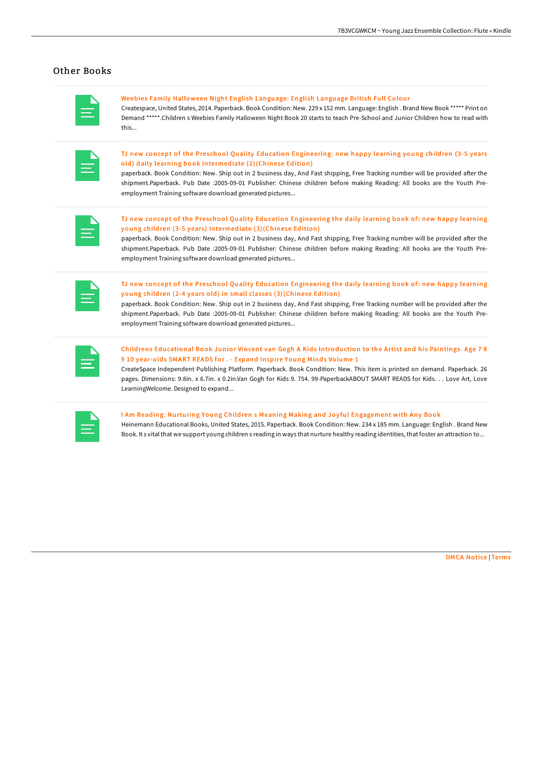## Other Books

**Weebies Family Halloween Night English Language: English Language British Full Colour**

Createspace, United States, 2014. Paperback. Book Condition: New. 229 x 152 mm. Language: English . Brand New Book ***** Print on Demand *****.Children s Weebies Family Halloween Night Book 20 starts to teach Pre-School and Junior Children how to read with this...

**TJ new concept of the Preschool Quality Education Engineering: new happy learning young children (3-5 years old) daily learning book Intermediate (2)(Chinese Edition)**

paperback. Book Condition: New. Ship out in 2 business day, And Fast shipping, Free Tracking number will be provided after the shipment.Paperback. Pub Date :2005-09-01 Publisher: Chinese children before making Reading: All books are the Youth Pre-employment Training software download generated pictures...

**TJ new concept of the Preschool Quality Education Engineering the daily learning book of: new happy learning young children (3-5 years) Intermediate (3)(Chinese Edition)**

paperback. Book Condition: New. Ship out in 2 business day, And Fast shipping, Free Tracking number will be provided after the shipment.Paperback. Pub Date :2005-09-01 Publisher: Chinese children before making Reading: All books are the Youth Pre-employment Training software download generated pictures...

**TJ new concept of the Preschool Quality Education Engineering the daily learning book of: new happy learning young children (2-4 years old) in small classes (3)(Chinese Edition)**

paperback. Book Condition: New. Ship out in 2 business day, And Fast shipping, Free Tracking number will be provided after the shipment.Paperback. Pub Date :2005-09-01 Publisher: Chinese children before making Reading: All books are the Youth Pre-employment Training software download generated pictures...

**Childrens Educational Book Junior Vincent van Gogh A Kids Introduction to the Artist and his Paintings. Age 7 8 9 10 year-olds SMART READS for . - Expand Inspire Young Minds Volume 1**

CreateSpace Independent Publishing Platform. Paperback. Book Condition: New. This item is printed on demand. Paperback. 26 pages. Dimensions: 9.8in. x 6.7in. x 0.2in.Van Gogh for Kids 9. 754. 99-PaperbackABOUT SMART READS for Kids. . . Love Art, Love LearningWelcome. Designed to expand...

**I Am Reading: Nurturing Young Children s Meaning Making and Joyful Engagement with Any Book**

Heinemann Educational Books, United States, 2015. Paperback. Book Condition: New. 234 x 185 mm. Language: English . Brand New Book. It s vital that we support young children s reading in ways that nurture healthy reading identities, that foster an attraction to...